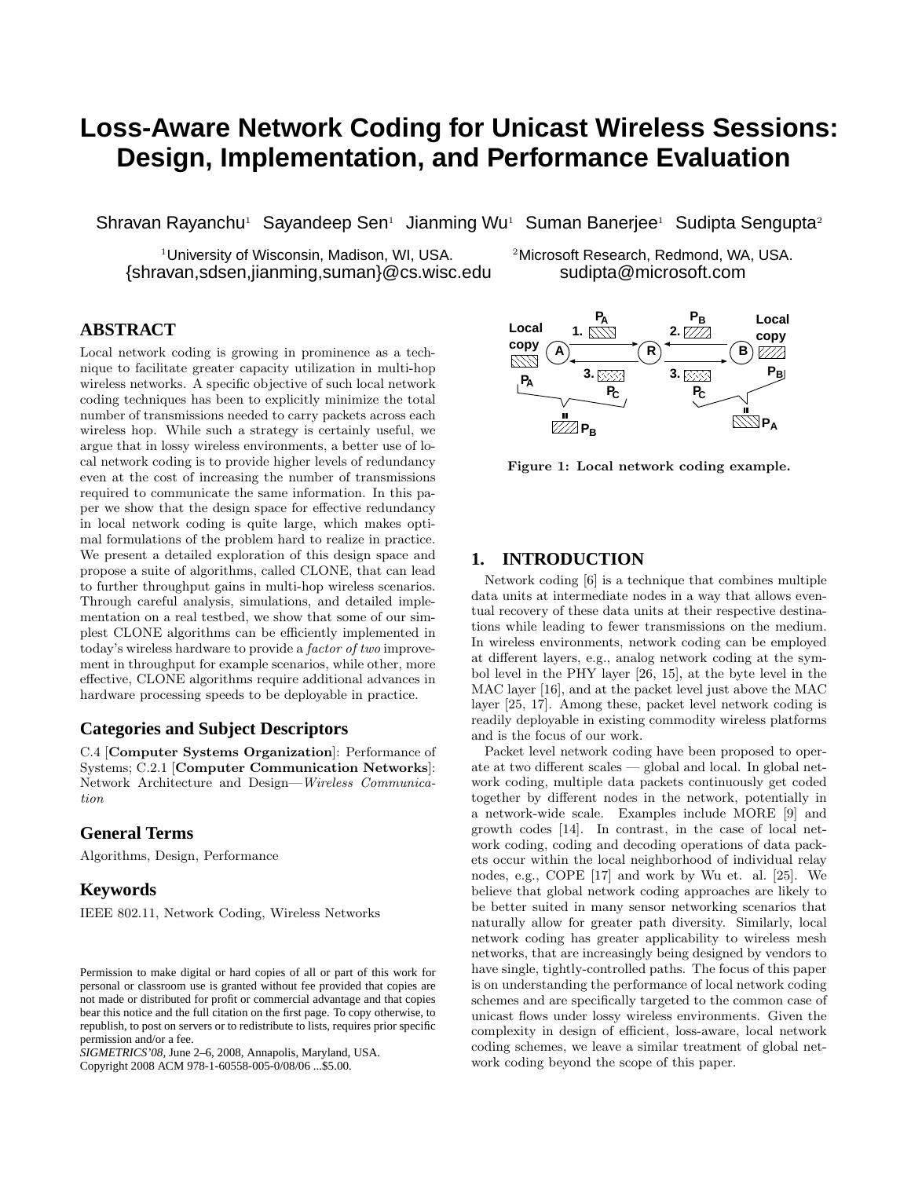# Loss-Aware Network Coding for Unicast Wireless Sessions: Design, Implementation, and Performance Evaluation

Shravan Rayanchu[1] Sayandeep Sen[1] Jianming Wu[1] Suman Banerjee[1] Sudipta Sengupta[2]

[1]University of Wisconsin, Madison, WI, USA.
{shravan,sdsen,jianming,suman}@cs.wisc.edu

[2]Microsoft Research, Redmond, WA, USA.
sudipta@microsoft.com

## ABSTRACT

Local network coding is growing in prominence as a technique to facilitate greater capacity utilization in multi-hop wireless networks. A specific objective of such local network coding techniques has been to explicitly minimize the total number of transmissions needed to carry packets across each wireless hop. While such a strategy is certainly useful, we argue that in lossy wireless environments, a better use of local network coding is to provide higher levels of redundancy even at the cost of increasing the number of transmissions required to communicate the same information. In this paper we show that the design space for effective redundancy in local network coding is quite large, which makes optimal formulations of the problem hard to realize in practice. We present a detailed exploration of this design space and propose a suite of algorithms, called CLONE, that can lead to further throughput gains in multi-hop wireless scenarios. Through careful analysis, simulations, and detailed implementation on a real testbed, we show that some of our simplest CLONE algorithms can be efficiently implemented in today's wireless hardware to provide a *factor of two* improvement in throughput for example scenarios, while other, more effective, CLONE algorithms require additional advances in hardware processing speeds to be deployable in practice.

### Categories and Subject Descriptors

C.4 [**Computer Systems Organization**]: Performance of Systems; C.2.1 [**Computer Communication Networks**]: Network Architecture and Design—*Wireless Communication*

### General Terms

Algorithms, Design, Performance

### Keywords

IEEE 802.11, Network Coding, Wireless Networks

Permission to make digital or hard copies of all or part of this work for personal or classroom use is granted without fee provided that copies are not made or distributed for profit or commercial advantage and that copies bear this notice and the full citation on the first page. To copy otherwise, to republish, to post on servers or to redistribute to lists, requires prior specific permission and/or a fee.
*SIGMETRICS'08*, June 2–6, 2008, Annapolis, Maryland, USA.
Copyright 2008 ACM 978-1-60558-005-0/08/06 ...$5.00.

**Figure 1: Local network coding example.**

## 1. INTRODUCTION

Network coding [6] is a technique that combines multiple data units at intermediate nodes in a way that allows eventual recovery of these data units at their respective destinations while leading to fewer transmissions on the medium. In wireless environments, network coding can be employed at different layers, e.g., analog network coding at the symbol level in the PHY layer [26, 15], at the byte level in the MAC layer [16], and at the packet level just above the MAC layer [25, 17]. Among these, packet level network coding is readily deployable in existing commodity wireless platforms and is the focus of our work.

Packet level network coding have been proposed to operate at two different scales — global and local. In global network coding, multiple data packets continuously get coded together by different nodes in the network, potentially in a network-wide scale. Examples include MORE [9] and growth codes [14]. In contrast, in the case of local network coding, coding and decoding operations of data packets occur within the local neighborhood of individual relay nodes, e.g., COPE [17] and work by Wu et. al. [25]. We believe that global network coding approaches are likely to be better suited in many sensor networking scenarios that naturally allow for greater path diversity. Similarly, local network coding has greater applicability to wireless mesh networks, that are increasingly being designed by vendors to have single, tightly-controlled paths. The focus of this paper is on understanding the performance of local network coding schemes and are specifically targeted to the common case of unicast flows under lossy wireless environments. Given the complexity in design of efficient, loss-aware, local network coding schemes, we leave a similar treatment of global network coding beyond the scope of this paper.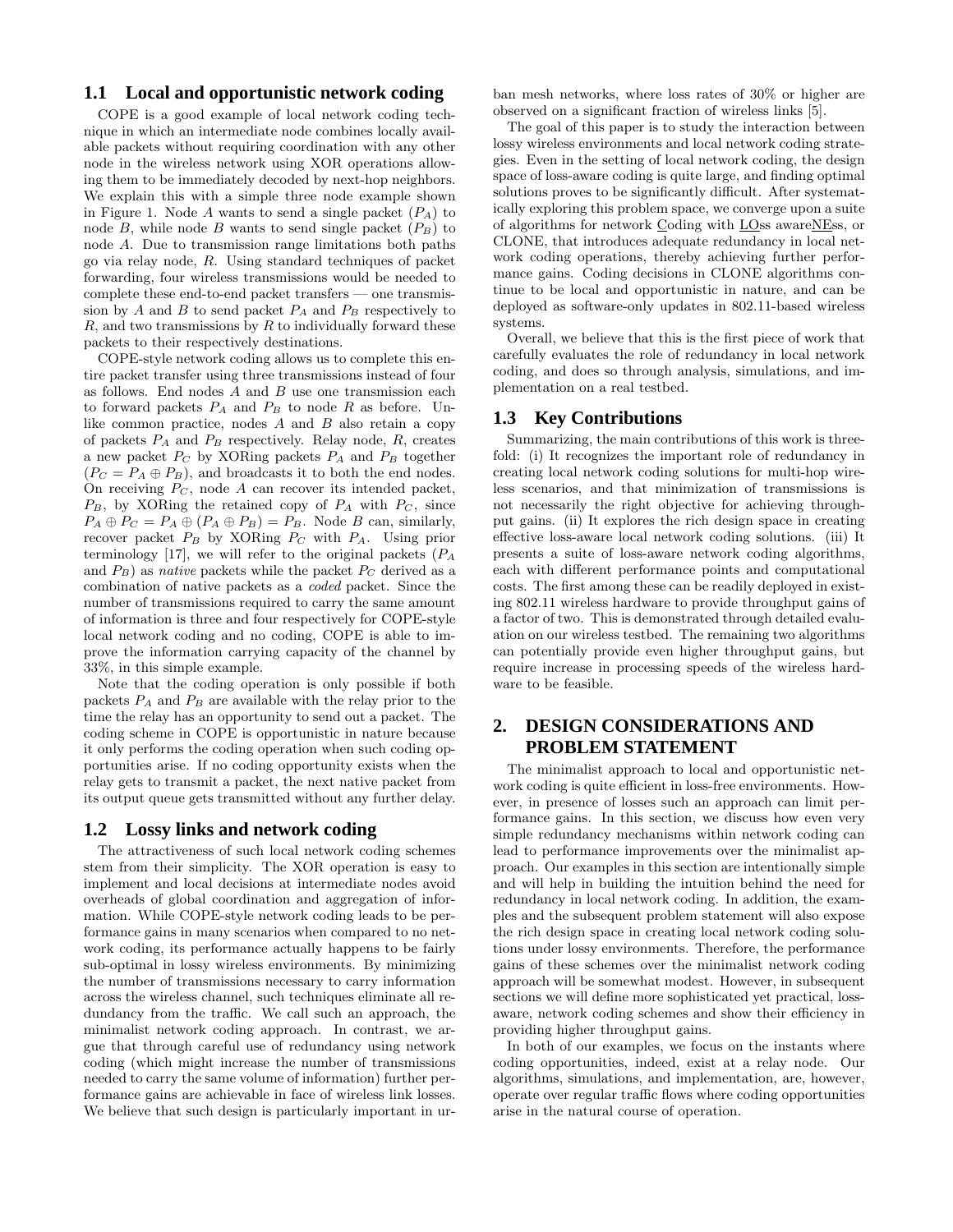## 1.1 Local and opportunistic network coding

COPE is a good example of local network coding technique in which an intermediate node combines locally available packets without requiring coordination with any other node in the wireless network using XOR operations allowing them to be immediately decoded by next-hop neighbors. We explain this with a simple three node example shown in Figure 1. Node $A$ wants to send a single packet ($P_A$) to node $B$, while node $B$ wants to send single packet ($P_B$) to node $A$. Due to transmission range limitations both paths go via relay node, $R$. Using standard techniques of packet forwarding, four wireless transmissions would be needed to complete these end-to-end packet transfers — one transmission by $A$ and $B$ to send packet $P_A$ and $P_B$ respectively to $R$, and two transmissions by $R$ to individually forward these packets to their respectively destinations.

COPE-style network coding allows us to complete this entire packet transfer using three transmissions instead of four as follows. End nodes $A$ and $B$ use one transmission each to forward packets $P_A$ and $P_B$ to node $R$ as before. Unlike common practice, nodes $A$ and $B$ also retain a copy of packets $P_A$ and $P_B$ respectively. Relay node, $R$, creates a new packet $P_C$ by XORing packets $P_A$ and $P_B$ together ($P_C = P_A \oplus P_B$), and broadcasts it to both the end nodes. On receiving $P_C$, node $A$ can recover its intended packet, $P_B$, by XORing the retained copy of $P_A$ with $P_C$, since $P_A \oplus P_C = P_A \oplus (P_A \oplus P_B) = P_B$. Node $B$ can, similarly, recover packet $P_B$ by XORing $P_C$ with $P_A$. Using prior terminology [17], we will refer to the original packets ($P_A$ and $P_B$) as *native* packets while the packet $P_C$ derived as a combination of native packets as a *coded* packet. Since the number of transmissions required to carry the same amount of information is three and four respectively for COPE-style local network coding and no coding, COPE is able to improve the information carrying capacity of the channel by 33%, in this simple example.

Note that the coding operation is only possible if both packets $P_A$ and $P_B$ are available with the relay prior to the time the relay has an opportunity to send out a packet. The coding scheme in COPE is opportunistic in nature because it only performs the coding operation when such coding opportunities arise. If no coding opportunity exists when the relay gets to transmit a packet, the next native packet from its output queue gets transmitted without any further delay.

## 1.2 Lossy links and network coding

The attractiveness of such local network coding schemes stem from their simplicity. The XOR operation is easy to implement and local decisions at intermediate nodes avoid overheads of global coordination and aggregation of information. While COPE-style network coding leads to be performance gains in many scenarios when compared to no network coding, its performance actually happens to be fairly sub-optimal in lossy wireless environments. By minimizing the number of transmissions necessary to carry information across the wireless channel, such techniques eliminate all redundancy from the traffic. We call such an approach, the minimalist network coding approach. In contrast, we argue that through careful use of redundancy using network coding (which might increase the number of transmissions needed to carry the same volume of information) further performance gains are achievable in face of wireless link losses. We believe that such design is particularly important in urban mesh networks, where loss rates of 30% or higher are observed on a significant fraction of wireless links [5].

The goal of this paper is to study the interaction between lossy wireless environments and local network coding strategies. Even in the setting of local network coding, the design space of loss-aware coding is quite large, and finding optimal solutions proves to be significantly difficult. After systematically exploring this problem space, we converge upon a suite of algorithms for network Coding with LOss awareNEss, or CLONE, that introduces adequate redundancy in local network coding operations, thereby achieving further performance gains. Coding decisions in CLONE algorithms continue to be local and opportunistic in nature, and can be deployed as software-only updates in 802.11-based wireless systems.

Overall, we believe that this is the first piece of work that carefully evaluates the role of redundancy in local network coding, and does so through analysis, simulations, and implementation on a real testbed.

## 1.3 Key Contributions

Summarizing, the main contributions of this work is three-fold: (i) It recognizes the important role of redundancy in creating local network coding solutions for multi-hop wireless scenarios, and that minimization of transmissions is not necessarily the right objective for achieving throughput gains. (ii) It explores the rich design space in creating effective loss-aware local network coding solutions. (iii) It presents a suite of loss-aware network coding algorithms, each with different performance points and computational costs. The first among these can be readily deployed in existing 802.11 wireless hardware to provide throughput gains of a factor of two. This is demonstrated through detailed evaluation on our wireless testbed. The remaining two algorithms can potentially provide even higher throughput gains, but require increase in processing speeds of the wireless hardware to be feasible.

# 2. DESIGN CONSIDERATIONS AND PROBLEM STATEMENT

The minimalist approach to local and opportunistic network coding is quite efficient in loss-free environments. However, in presence of losses such an approach can limit performance gains. In this section, we discuss how even very simple redundancy mechanisms within network coding can lead to performance improvements over the minimalist approach. Our examples in this section are intentionally simple and will help in building the intuition behind the need for redundancy in local network coding. In addition, the examples and the subsequent problem statement will also expose the rich design space in creating local network coding solutions under lossy environments. Therefore, the performance gains of these schemes over the minimalist network coding approach will be somewhat modest. However, in subsequent sections we will define more sophisticated yet practical, loss-aware, network coding schemes and show their efficiency in providing higher throughput gains.

In both of our examples, we focus on the instants where coding opportunities, indeed, exist at a relay node. Our algorithms, simulations, and implementation, are, however, operate over regular traffic flows where coding opportunities arise in the natural course of operation.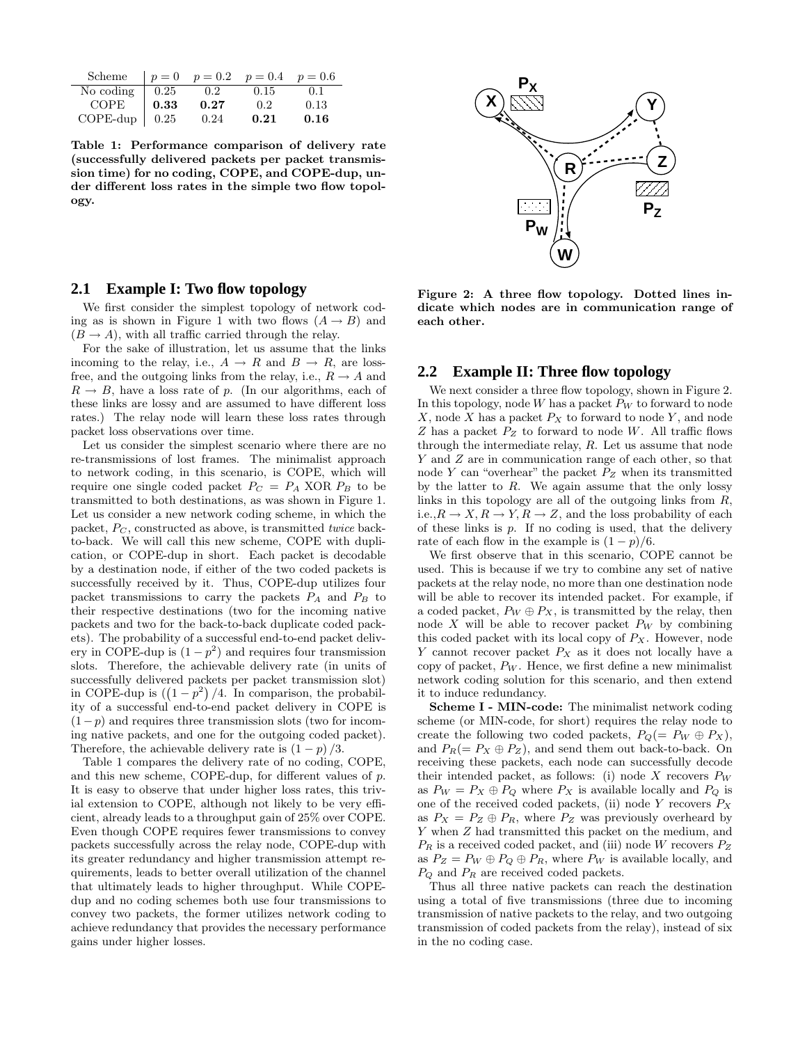| Scheme | $p = 0$ | $p = 0.2$ | $p = 0.4$ | $p = 0.6$ |
|---|---|---|---|---|
| No coding | 0.25 | 0.2 | 0.15 | 0.1 |
| COPE | **0.33** | **0.27** | 0.2 | 0.13 |
| COPE-dup | 0.25 | 0.24 | **0.21** | **0.16** |

**Table 1: Performance comparison of delivery rate (successfully delivered packets per packet transmission time) for no coding, COPE, and COPE-dup, under different loss rates in the simple two flow topology.**

## 2.1 Example I: Two flow topology

We first consider the simplest topology of network coding as is shown in Figure 1 with two flows $(A \rightarrow B)$ and $(B \rightarrow A)$, with all traffic carried through the relay.

For the sake of illustration, let us assume that the links incoming to the relay, i.e., $A \rightarrow R$ and $B \rightarrow R$, are loss-free, and the outgoing links from the relay, i.e., $R \rightarrow A$ and $R \rightarrow B$, have a loss rate of $p$. (In our algorithms, each of these links are lossy and are assumed to have different loss rates.) The relay node will learn these loss rates through packet loss observations over time.

Let us consider the simplest scenario where there are no re-transmissions of lost frames. The minimalist approach to network coding, in this scenario, is COPE, which will require one single coded packet $P_C = P_A$ XOR $P_B$ to be transmitted to both destinations, as was shown in Figure 1. Let us consider a new network coding scheme, in which the packet, $P_C$, constructed as above, is transmitted *twice* back-to-back. We will call this new scheme, COPE with duplication, or COPE-dup in short. Each packet is decodable by a destination node, if either of the two coded packets is successfully received by it. Thus, COPE-dup utilizes four packet transmissions to carry the packets $P_A$ and $P_B$ to their respective destinations (two for the incoming native packets and two for the back-to-back duplicate coded packets). The probability of a successful end-to-end packet delivery in COPE-dup is $(1 - p^2)$ and requires four transmission slots. Therefore, the achievable delivery rate (in units of successfully delivered packets per packet transmission slot) in COPE-dup is $\left(\left(1 - p^2\right)/4\right.$. In comparison, the probability of a successful end-to-end packet delivery in COPE is $(1-p)$ and requires three transmission slots (two for incoming native packets, and one for the outgoing coded packet). Therefore, the achievable delivery rate is $(1 - p)/3$.

Table 1 compares the delivery rate of no coding, COPE, and this new scheme, COPE-dup, for different values of $p$. It is easy to observe that under higher loss rates, this trivial extension to COPE, although not likely to be very efficient, already leads to a throughput gain of 25% over COPE. Even though COPE requires fewer transmissions to convey packets successfully across the relay node, COPE-dup with its greater redundancy and higher transmission attempt requirements, leads to better overall utilization of the channel that ultimately leads to higher throughput. While COPE-dup and no coding schemes both use four transmissions to convey two packets, the former utilizes network coding to achieve redundancy that provides the necessary performance gains under higher losses.

**Figure 2: A three flow topology. Dotted lines indicate which nodes are in communication range of each other.**

## 2.2 Example II: Three flow topology

We next consider a three flow topology, shown in Figure 2. In this topology, node $W$ has a packet $P_W$ to forward to node $X$, node $X$ has a packet $P_X$ to forward to node $Y$, and node $Z$ has a packet $P_Z$ to forward to node $W$. All traffic flows through the intermediate relay, $R$. Let us assume that node $Y$ and $Z$ are in communication range of each other, so that node $Y$ can "overhear" the packet $P_Z$ when its transmitted by the latter to $R$. We again assume that the only lossy links in this topology are all of the outgoing links from $R$, i.e.,$R \rightarrow X, R \rightarrow Y, R \rightarrow Z$, and the loss probability of each of these links is $p$. If no coding is used, that the delivery rate of each flow in the example is $(1 - p)/6$.

We first observe that in this scenario, COPE cannot be used. This is because if we try to combine any set of native packets at the relay node, no more than one destination node will be able to recover its intended packet. For example, if a coded packet, $P_W \oplus P_X$, is transmitted by the relay, then node $X$ will be able to recover packet $P_W$ by combining this coded packet with its local copy of $P_X$. However, node $Y$ cannot recover packet $P_X$ as it does not locally have a copy of packet, $P_W$. Hence, we first define a new minimalist network coding solution for this scenario, and then extend it to induce redundancy.

**Scheme I - MIN-code:** The minimalist network coding scheme (or MIN-code, for short) requires the relay node to create the following two coded packets, $P_Q(= P_W \oplus P_X)$, and $P_R(= P_X \oplus P_Z)$, and send them out back-to-back. On receiving these packets, each node can successfully decode their intended packet, as follows: (i) node $X$ recovers $P_W$ as $P_W = P_X \oplus P_Q$ where $P_X$ is available locally and $P_Q$ is one of the received coded packets, (ii) node $Y$ recovers $P_X$ as $P_X = P_Z \oplus P_R$, where $P_Z$ was previously overheard by $Y$ when $Z$ had transmitted this packet on the medium, and $P_R$ is a received coded packet, and (iii) node $W$ recovers $P_Z$ as $P_Z = P_W \oplus P_Q \oplus P_R$, where $P_W$ is available locally, and $P_Q$ and $P_R$ are received coded packets.

Thus all three native packets can reach the destination using a total of five transmissions (three due to incoming transmission of native packets to the relay, and two outgoing transmission of coded packets from the relay), instead of six in the no coding case.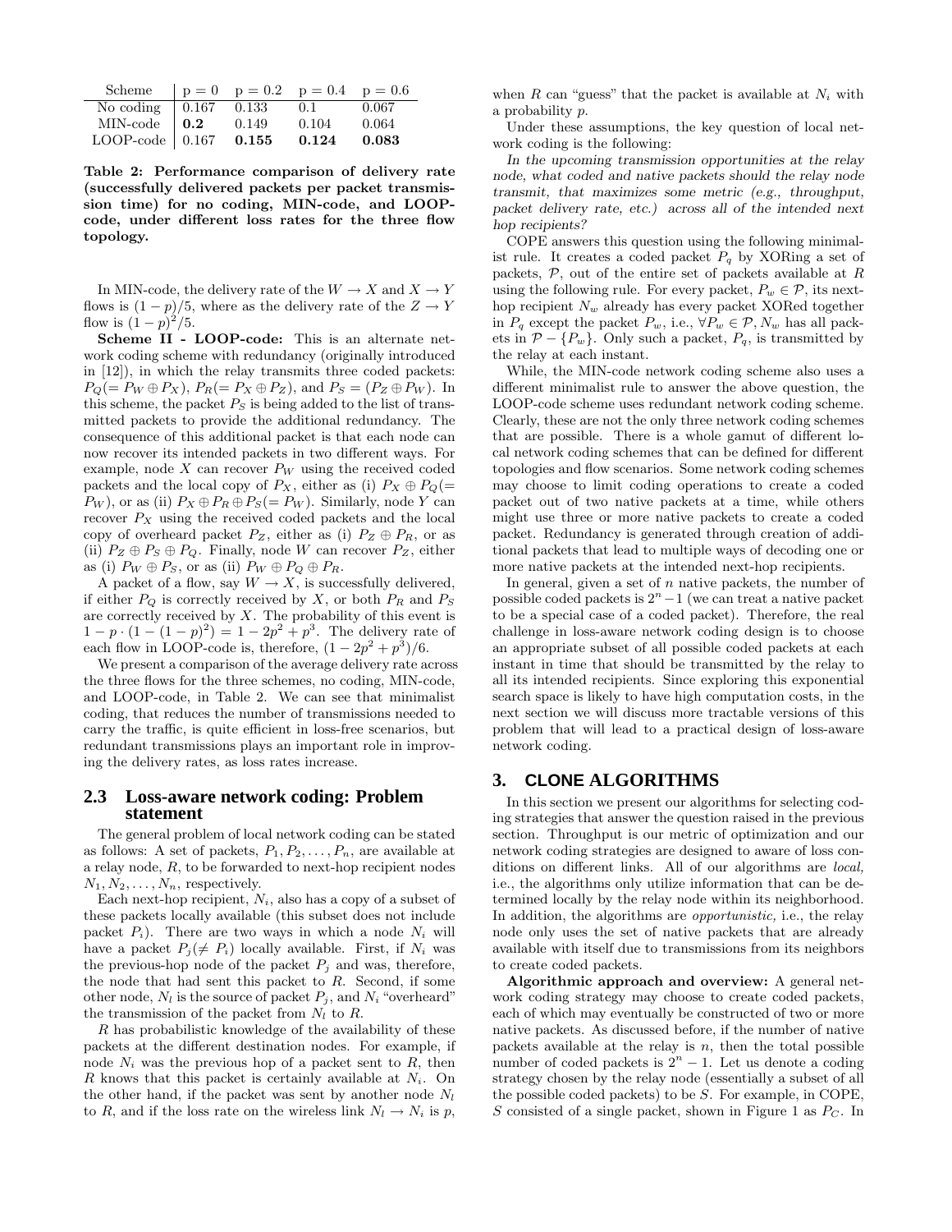| Scheme | p = 0 | p = 0.2 | p = 0.4 | p = 0.6 |
|---|---|---|---|---|
| No coding | 0.167 | 0.133 | 0.1 | 0.067 |
| MIN-code | **0.2** | 0.149 | 0.104 | 0.064 |
| LOOP-code | 0.167 | **0.155** | **0.124** | **0.083** |

**Table 2: Performance comparison of delivery rate (successfully delivered packets per packet transmission time) for no coding, MIN-code, and LOOP-code, under different loss rates for the three flow topology.**

In MIN-code, the delivery rate of the $W \rightarrow X$ and $X \rightarrow Y$ flows is $(1-p)/5$, where as the delivery rate of the $Z \rightarrow Y$ flow is $(1-p)^2/5$.

**Scheme II - LOOP-code:** This is an alternate network coding scheme with redundancy (originally introduced in [12]), in which the relay transmits three coded packets: $P_Q (= P_W \oplus P_X)$, $P_R (= P_X \oplus P_Z)$, and $P_S = (P_Z \oplus P_W)$. In this scheme, the packet $P_S$ is being added to the list of transmitted packets to provide the additional redundancy. The consequence of this additional packet is that each node can now recover its intended packets in two different ways. For example, node $X$ can recover $P_W$ using the received coded packets and the local copy of $P_X$, either as (i) $P_X \oplus P_Q (= P_W)$, or as (ii) $P_X \oplus P_R \oplus P_S (= P_W)$. Similarly, node $Y$ can recover $P_X$ using the received coded packets and the local copy of overheard packet $P_Z$, either as (i) $P_Z \oplus P_R$, or as (ii) $P_Z \oplus P_S \oplus P_Q$. Finally, node $W$ can recover $P_Z$, either as (i) $P_W \oplus P_S$, or as (ii) $P_W \oplus P_Q \oplus P_R$.

A packet of a flow, say $W \rightarrow X$, is successfully delivered, if either $P_Q$ is correctly received by $X$, or both $P_R$ and $P_S$ are correctly received by $X$. The probability of this event is $1 - p \cdot (1 - (1-p)^2) = 1 - 2p^2 + p^3$. The delivery rate of each flow in LOOP-code is, therefore, $(1 - 2p^2 + p^3)/6$.

We present a comparison of the average delivery rate across the three flows for the three schemes, no coding, MIN-code, and LOOP-code, in Table 2. We can see that minimalist coding, that reduces the number of transmissions needed to carry the traffic, is quite efficient in loss-free scenarios, but redundant transmissions plays an important role in improving the delivery rates, as loss rates increase.

### 2.3 Loss-aware network coding: Problem statement

The general problem of local network coding can be stated as follows: A set of packets, $P_1, P_2, \ldots, P_n$, are available at a relay node, $R$, to be forwarded to next-hop recipient nodes $N_1, N_2, \ldots, N_n$, respectively.

Each next-hop recipient, $N_i$, also has a copy of a subset of these packets locally available (this subset does not include packet $P_i$). There are two ways in which a node $N_i$ will have a packet $P_j (\neq P_i)$ locally available. First, if $N_i$ was the previous-hop node of the packet $P_j$ and was, therefore, the node that had sent this packet to $R$. Second, if some other node, $N_l$ is the source of packet $P_j$, and $N_i$ "overheard" the transmission of the packet from $N_l$ to $R$.

$R$ has probabilistic knowledge of the availability of these packets at the different destination nodes. For example, if node $N_i$ was the previous hop of a packet sent to $R$, then $R$ knows that this packet is certainly available at $N_i$. On the other hand, if the packet was sent by another node $N_l$ to $R$, and if the loss rate on the wireless link $N_l \rightarrow N_i$ is $p$, when $R$ can "guess" that the packet is available at $N_i$ with a probability $p$.

Under these assumptions, the key question of local network coding is the following:

*In the upcoming transmission opportunities at the relay node, what coded and native packets should the relay node transmit, that maximizes some metric (e.g., throughput, packet delivery rate, etc.) across all of the intended next hop recipients?*

COPE answers this question using the following minimalist rule. It creates a coded packet $P_q$ by XORing a set of packets, $\mathcal{P}$, out of the entire set of packets available at $R$ using the following rule. For every packet, $P_w \in \mathcal{P}$, its next-hop recipient $N_w$ already has every packet XORed together in $P_q$ except the packet $P_w$, i.e., $\forall P_w \in \mathcal{P}, N_w$ has all packets in $\mathcal{P} - \{P_w\}$. Only such a packet, $P_q$, is transmitted by the relay at each instant.

While, the MIN-code network coding scheme also uses a different minimalist rule to answer the above question, the LOOP-code scheme uses redundant network coding scheme. Clearly, these are not the only three network coding schemes that are possible. There is a whole gamut of different local network coding schemes that can be defined for different topologies and flow scenarios. Some network coding schemes may choose to limit coding operations to create a coded packet out of two native packets at a time, while others might use three or more native packets to create a coded packet. Redundancy is generated through creation of additional packets that lead to multiple ways of decoding one or more native packets at the intended next-hop recipients.

In general, given a set of $n$ native packets, the number of possible coded packets is $2^n - 1$ (we can treat a native packet to be a special case of a coded packet). Therefore, the real challenge in loss-aware network coding design is to choose an appropriate subset of all possible coded packets at each instant in time that should be transmitted by the relay to all its intended recipients. Since exploring this exponential search space is likely to have high computation costs, in the next section we will discuss more tractable versions of this problem that will lead to a practical design of loss-aware network coding.

## 3. CLONE ALGORITHMS

In this section we present our algorithms for selecting coding strategies that answer the question raised in the previous section. Throughput is our metric of optimization and our network coding strategies are designed to aware of loss conditions on different links. All of our algorithms are *local,* i.e., the algorithms only utilize information that can be determined locally by the relay node within its neighborhood. In addition, the algorithms are *opportunistic,* i.e., the relay node only uses the set of native packets that are already available with itself due to transmissions from its neighbors to create coded packets.

**Algorithmic approach and overview:** A general network coding strategy may choose to create coded packets, each of which may eventually be constructed of two or more native packets. As discussed before, if the number of native packets available at the relay is $n$, then the total possible number of coded packets is $2^n - 1$. Let us denote a coding strategy chosen by the relay node (essentially a subset of all the possible coded packets) to be $S$. For example, in COPE, $S$ consisted of a single packet, shown in Figure 1 as $P_C$. In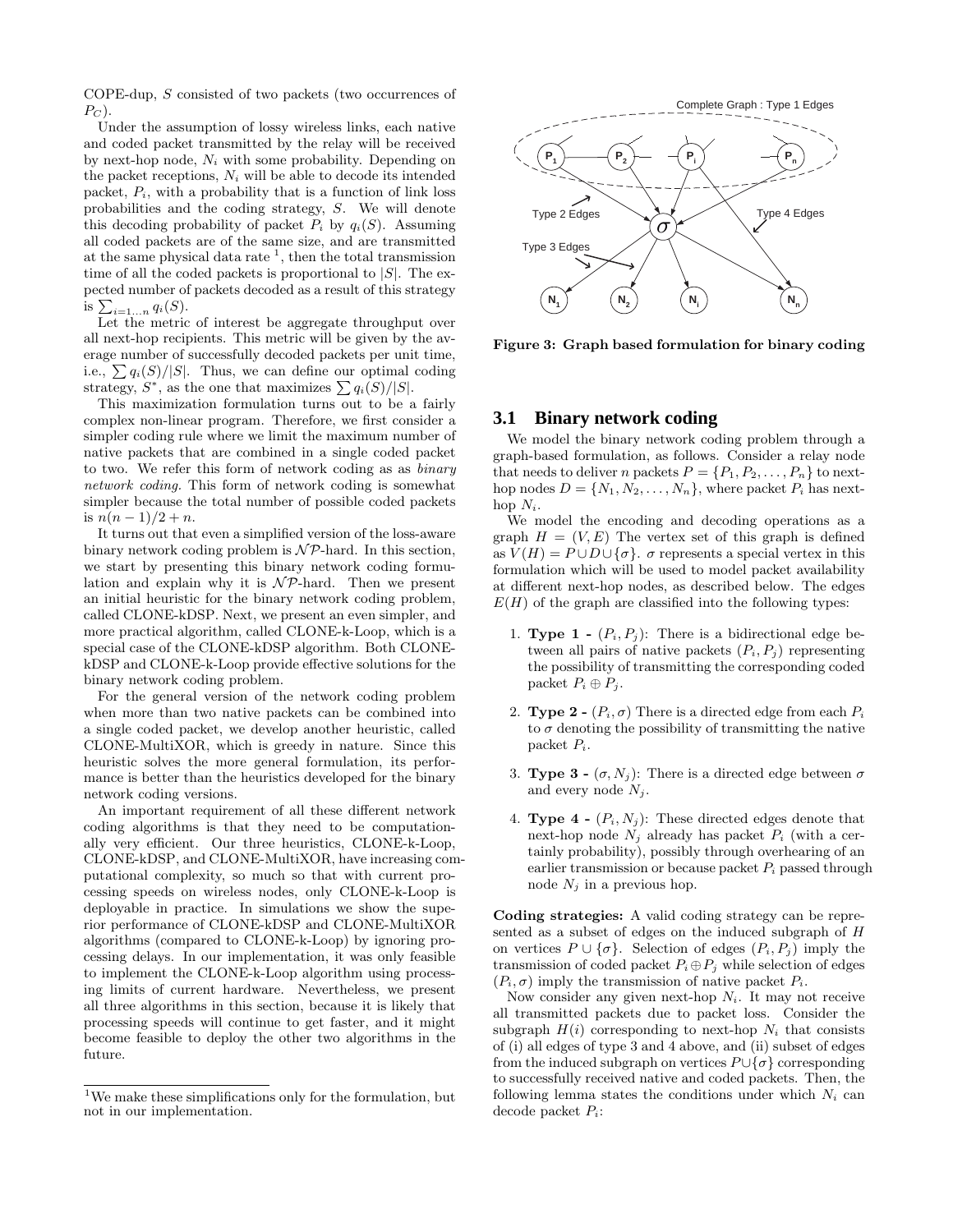COPE-dup, $S$ consisted of two packets (two occurrences of $P_C$).

Under the assumption of lossy wireless links, each native and coded packet transmitted by the relay will be received by next-hop node, $N_i$ with some probability. Depending on the packet receptions, $N_i$ will be able to decode its intended packet, $P_i$, with a probability that is a function of link loss probabilities and the coding strategy, $S$. We will denote this decoding probability of packet $P_i$ by $q_i(S)$. Assuming all coded packets are of the same size, and are transmitted at the same physical data rate [1], then the total transmission time of all the coded packets is proportional to $|S|$. The expected number of packets decoded as a result of this strategy is $\sum_{i=1\ldots n} q_i(S)$.

Let the metric of interest be aggregate throughput over all next-hop recipients. This metric will be given by the average number of successfully decoded packets per unit time, i.e., $\sum q_i(S)/|S|$. Thus, we can define our optimal coding strategy, $S^*$, as the one that maximizes $\sum q_i(S)/|S|$.

This maximization formulation turns out to be a fairly complex non-linear program. Therefore, we first consider a simpler coding rule where we limit the maximum number of native packets that are combined in a single coded packet to two. We refer this form of network coding as as *binary network coding*. This form of network coding is somewhat simpler because the total number of possible coded packets is $n(n-1)/2 + n$.

It turns out that even a simplified version of the loss-aware binary network coding problem is $\mathcal{NP}$-hard. In this section, we start by presenting this binary network coding formulation and explain why it is $\mathcal{NP}$-hard. Then we present an initial heuristic for the binary network coding problem, called CLONE-kDSP. Next, we present an even simpler, and more practical algorithm, called CLONE-k-Loop, which is a special case of the CLONE-kDSP algorithm. Both CLONE-kDSP and CLONE-k-Loop provide effective solutions for the binary network coding problem.

For the general version of the network coding problem when more than two native packets can be combined into a single coded packet, we develop another heuristic, called CLONE-MultiXOR, which is greedy in nature. Since this heuristic solves the more general formulation, its performance is better than the heuristics developed for the binary network coding versions.

An important requirement of all these different network coding algorithms is that they need to be computationally very efficient. Our three heuristics, CLONE-k-Loop, CLONE-kDSP, and CLONE-MultiXOR, have increasing computational complexity, so much so that with current processing speeds on wireless nodes, only CLONE-k-Loop is deployable in practice. In simulations we show the superior performance of CLONE-kDSP and CLONE-MultiXOR algorithms (compared to CLONE-k-Loop) by ignoring processing delays. In our implementation, it was only feasible to implement the CLONE-k-Loop algorithm using processing limits of current hardware. Nevertheless, we present all three algorithms in this section, because it is likely that processing speeds will continue to get faster, and it might become feasible to deploy the other two algorithms in the future.

[1] We make these simplifications only for the formulation, but not in our implementation.

**Figure 3: Graph based formulation for binary coding**

### 3.1 Binary network coding

We model the binary network coding problem through a graph-based formulation, as follows. Consider a relay node that needs to deliver $n$ packets $P = \{P_1, P_2, \ldots, P_n\}$ to next-hop nodes $D = \{N_1, N_2, \ldots, N_n\}$, where packet $P_i$ has next-hop $N_i$.

We model the encoding and decoding operations as a graph $H = (V, E)$ The vertex set of this graph is defined as $V(H) = P \cup D \cup \{\sigma\}$. $\sigma$ represents a special vertex in this formulation which will be used to model packet availability at different next-hop nodes, as described below. The edges $E(H)$ of the graph are classified into the following types:

1. **Type 1 -** $(P_i, P_j)$: There is a bidirectional edge between all pairs of native packets $(P_i, P_j)$ representing the possibility of transmitting the corresponding coded packet $P_i \oplus P_j$.
2. **Type 2 -** $(P_i, \sigma)$ There is a directed edge from each $P_i$ to $\sigma$ denoting the possibility of transmitting the native packet $P_i$.
3. **Type 3 -** $(\sigma, N_j)$: There is a directed edge between $\sigma$ and every node $N_j$.
4. **Type 4 -** $(P_i, N_j)$: These directed edges denote that next-hop node $N_j$ already has packet $P_i$ (with a certainly probability), possibly through overhearing of an earlier transmission or because packet $P_i$ passed through node $N_j$ in a previous hop.

**Coding strategies:** A valid coding strategy can be represented as a subset of edges on the induced subgraph of $H$ on vertices $P \cup \{\sigma\}$. Selection of edges $(P_i, P_j)$ imply the transmission of coded packet $P_i \oplus P_j$ while selection of edges $(P_i, \sigma)$ imply the transmission of native packet $P_i$.

Now consider any given next-hop $N_i$. It may not receive all transmitted packets due to packet loss. Consider the subgraph $H(i)$ corresponding to next-hop $N_i$ that consists of (i) all edges of type 3 and 4 above, and (ii) subset of edges from the induced subgraph on vertices $P \cup \{\sigma\}$ corresponding to successfully received native and coded packets. Then, the following lemma states the conditions under which $N_i$ can decode packet $P_i$: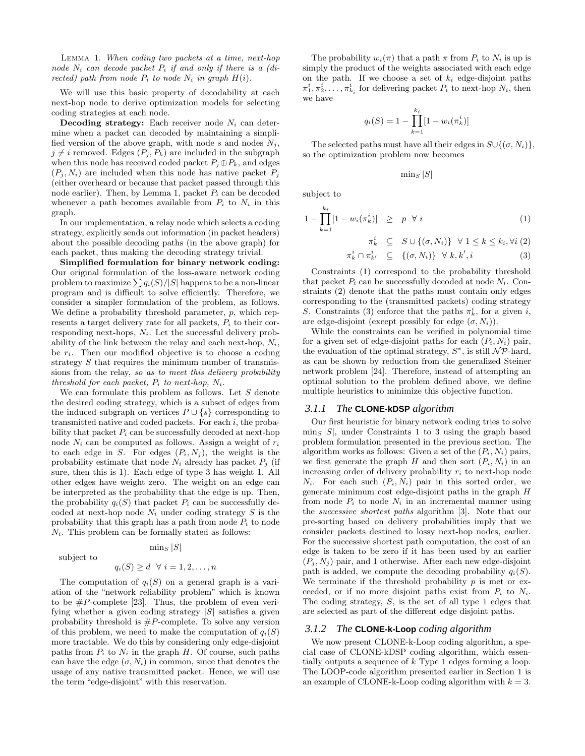LEMMA 1. *When coding two packets at a time, next-hop node $N_i$ can decode packet $P_i$ if and only if there is a (directed) path from node $P_i$ to node $N_i$ in graph $H(i)$.*

We will use this basic property of decodability at each next-hop node to derive optimization models for selecting coding strategies at each node.

**Decoding strategy:** Each receiver node $N_i$ can determine when a packet can decoded by maintaining a simplified version of the above graph, with node $s$ and nodes $N_j$, $j \neq i$ removed. Edges $(P_j, P_k)$ are included in the subgraph when this node has received coded packet $P_j \oplus P_k$, and edges $(P_j, N_i)$ are included when this node has native packet $P_j$ (either overheard or because that packet passed through this node earlier). Then, by Lemma 1, packet $P_i$ can be decoded whenever a path becomes available from $P_i$ to $N_i$ in this graph.

In our implementation, a relay node which selects a coding strategy, explicitly sends out information (in packet headers) about the possible decoding paths (in the above graph) for each packet, thus making the decoding strategy trivial.

**Simplified formulation for binary network coding:** Our original formulation of the loss-aware network coding problem to maximize $\sum q_i(S)/|S|$ happens to be a non-linear program and is difficult to solve efficiently. Therefore, we consider a simpler formulation of the problem, as follows. We define a probability threshold parameter, $p$, which represents a target delivery rate for all packets, $P_i$ to their corresponding next-hops, $N_i$. Let the successful delivery probability of the link between the relay and each next-hop, $N_i$, be $r_i$. Then our modified objective is to choose a coding strategy $S$ that requires the minimum number of transmissions from the relay, *so as to meet this delivery probability threshold for each packet, $P_i$ to next-hop, $N_i$.*

We can formulate this problem as follows. Let $S$ denote the desired coding strategy, which is a subset of edges from the induced subgraph on vertices $P \cup \{s\}$ corresponding to transmitted native and coded packets. For each $i$, the probability that packet $P_i$ can be successfully decoded at next-hop node $N_i$ can be computed as follows. Assign a weight of $r_i$ to each edge in $S$. For edges $(P_i, N_j)$, the weight is the probability estimate that node $N_i$ already has packet $P_j$ (if sure, then this is 1). Each edge of type 3 has weight 1. All other edges have weight zero. The weight on an edge can be interpreted as the probability that the edge is up. Then, the probability $q_i(S)$ that packet $P_i$ can be successfully decoded at next-hop node $N_i$ under coding strategy $S$ is the probability that this graph has a path from node $P_i$ to node $N_i$. This problem can be formally stated as follows:

$$\min_S |S|$$

subject to

$$q_i(S) \geq d \;\; \forall \; i = 1, 2, \ldots, n$$

The computation of $q_i(S)$ on a general graph is a variation of the "network reliability problem" which is known to be $\#P$-complete [23]. Thus, the problem of even verifying whether a given coding strategy $|S|$ satisfies a given probability threshold is $\#P$-complete. To solve any version of this problem, we need to make the computation of $q_i(S)$ more tractable. We do this by considering only edge-disjoint paths from $P_i$ to $N_i$ in the graph $H$. Of course, such paths can have the edge $(\sigma, N_i)$ in common, since that denotes the usage of any native transmitted packet. Hence, we will use the term "edge-disjoint" with this reservation.

The probability $w_i(\pi)$ that a path $\pi$ from $P_i$ to $N_i$ is up is simply the product of the weights associated with each edge on the path. If we choose a set of $k_i$ edge-disjoint paths $\pi_1^i, \pi_2^i, \ldots, \pi_{k_i}^i$ for delivering packet $P_i$ to next-hop $N_i$, then we have

$$q_i(S) = 1 - \prod_{k=1}^{k_i} [1 - w_i(\pi_k^i)]$$

The selected paths must have all their edges in $S \cup \{(\sigma, N_i)\}$, so the optimization problem now becomes

$$\min_S |S|$$

subject to

$$1 - \prod_{k=1}^{k_i} [1 - w_i(\pi_k^i)] \;\; \geq \;\; p \;\; \forall \; i \qquad (1)$$

$$\pi_k^i \;\; \subseteq \;\; S \cup \{(\sigma, N_i)\} \;\; \forall \; 1 \leq k \leq k_i, \forall i \; (2)$$

$$\pi_k^i \cap \pi_{k'}^i \;\; \subseteq \;\; \{(\sigma, N_i)\} \;\; \forall \; k, k', i \qquad (3)$$

Constraints (1) correspond to the probability threshold that packet $P_i$ can be successfully decoded at node $N_i$. Constraints (2) denote that the paths must contain only edges corresponding to the (transmitted packets) coding strategy $S$. Constraints (3) enforce that the paths $\pi_k^i$, for a given $i$, are edge-disjoint (except possibly for edge $(\sigma, N_i)$).

While the constraints can be verified in polynomial time for a given set of edge-disjoint paths for each $(P_i, N_i)$ pair, the evaluation of the optimal strategy, $S^*$, is still $\mathcal{NP}$-hard, as can be shown by reduction from the generalized Steiner network problem [24]. Therefore, instead of attempting an optimal solution to the problem defined above, we define multiple heuristics to minimize this objective function.

### 3.1.1 The CLONE-kDSP algorithm

Our first heuristic for binary network coding tries to solve $\min_S |S|$, under Constraints 1 to 3 using the graph based problem formulation presented in the previous section. The algorithm works as follows: Given a set of the $(P_i, N_i)$ pairs, we first generate the graph $H$ and then sort $(P_i, N_i)$ in an increasing order of delivery probability $r_i$ to next-hop node $N_i$. For each such $(P_i, N_i)$ pair in this sorted order, we generate minimum cost edge-disjoint paths in the graph $H$ from node $P_i$ to node $N_i$ in an incremental manner using the *successive shortest paths* algorithm [3]. Note that our pre-sorting based on delivery probabilities imply that we consider packets destined to lossy next-hop nodes, earlier. For the successive shortest path computation, the cost of an edge is taken to be zero if it has been used by an earlier $(P_j, N_j)$ pair, and 1 otherwise. After each new edge-disjoint path is added, we compute the decoding probability $q_i(S)$. We terminate if the threshold probability $p$ is met or exceeded, or if no more disjoint paths exist from $P_i$ to $N_i$. The coding strategy, $S$, is the set of all type 1 edges that are selected as part of the different edge disjoint paths.

### 3.1.2 The CLONE-k-Loop coding algorithm

We now present CLONE-k-Loop coding algorithm, a special case of CLONE-kDSP coding algorithm, which essentially outputs a sequence of $k$ Type 1 edges forming a loop. The LOOP-code algorithm presented earlier in Section 1 is an example of CLONE-k-Loop coding algorithm with $k = 3$.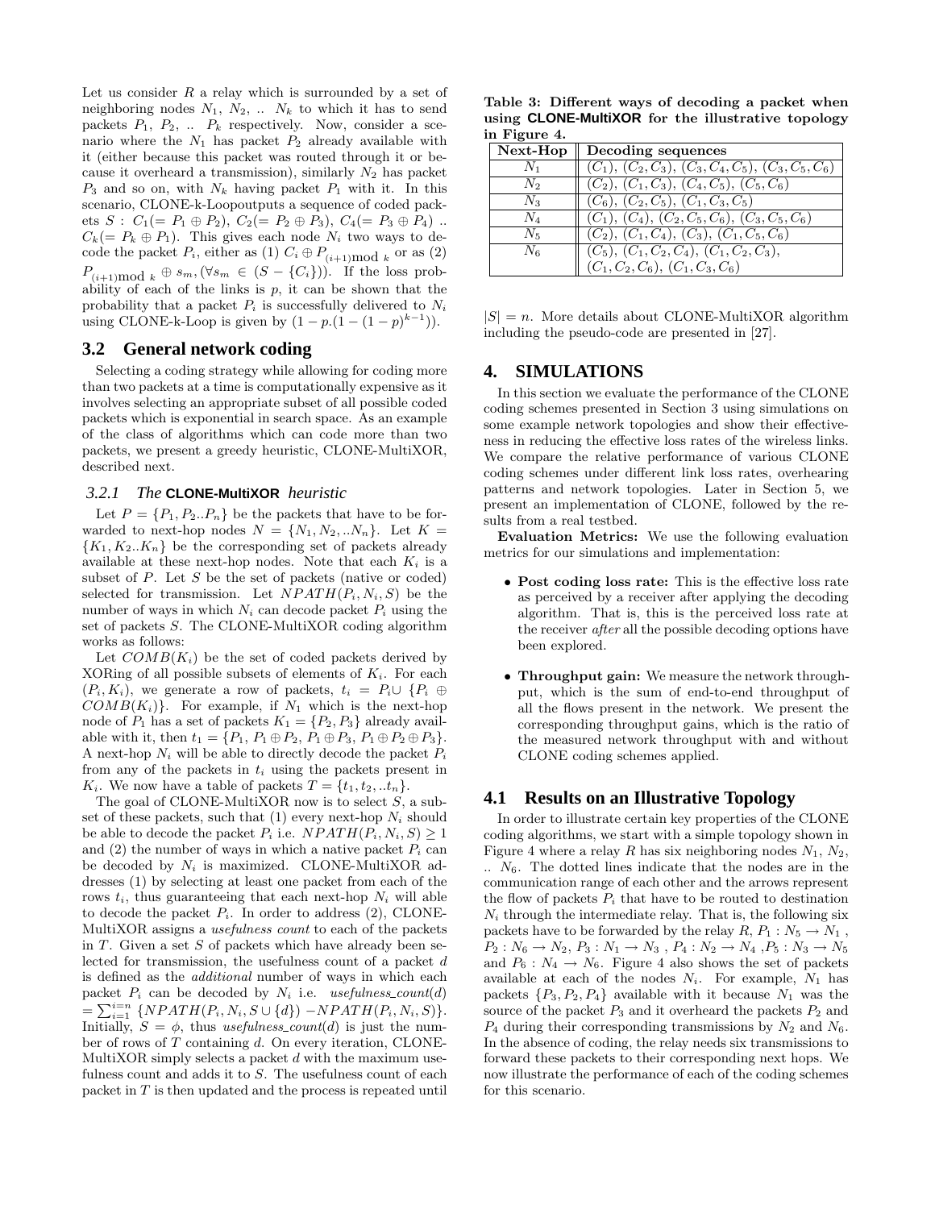Let us consider $R$ a relay which is surrounded by a set of neighboring nodes $N_1$, $N_2$, .. $N_k$ to which it has to send packets $P_1$, $P_2$, .. $P_k$ respectively. Now, consider a scenario where the $N_1$ has packet $P_2$ already available with it (either because this packet was routed through it or because it overheard a transmission), similarly $N_2$ has packet $P_3$ and so on, with $N_k$ having packet $P_1$ with it. In this scenario, CLONE-k-Loopoutputs a sequence of coded packets $S$ : $C_1(= P_1 \oplus P_2)$, $C_2(= P_2 \oplus P_3)$, $C_4(= P_3 \oplus P_4)$ .. $C_k(= P_k \oplus P_1)$. This gives each node $N_i$ two ways to decode the packet $P_i$, either as (1) $C_i \oplus P_{(i+1) \bmod k}$ or as (2) $P_{(i+1) \bmod k} \oplus s_m, (\forall s_m \in (S - \{C_i\}))$. If the loss probability of each of the links is $p$, it can be shown that the probability that a packet $P_i$ is successfully delivered to $N_i$ using CLONE-k-Loop is given by $(1 - p.(1 - (1 - p)^{k-1}))$.

## 3.2 General network coding

Selecting a coding strategy while allowing for coding more than two packets at a time is computationally expensive as it involves selecting an appropriate subset of all possible coded packets which is exponential in search space. As an example of the class of algorithms which can code more than two packets, we present a greedy heuristic, CLONE-MultiXOR, described next.

### 3.2.1 The CLONE-MultiXOR heuristic

Let $P = \{P_1, P_2..P_n\}$ be the packets that have to be forwarded to next-hop nodes $N = \{N_1, N_2, ..N_n\}$. Let $K = \{K_1, K_2..K_n\}$ be the corresponding set of packets already available at these next-hop nodes. Note that each $K_i$ is a subset of $P$. Let $S$ be the set of packets (native or coded) selected for transmission. Let $NPATH(P_i, N_i, S)$ be the number of ways in which $N_i$ can decode packet $P_i$ using the set of packets $S$. The CLONE-MultiXOR coding algorithm works as follows:

Let $COMB(K_i)$ be the set of coded packets derived by XORing of all possible subsets of elements of $K_i$. For each $(P_i, K_i)$, we generate a row of packets, $t_i = P_i \cup \{P_i \oplus COMB(K_i)\}$. For example, if $N_1$ which is the next-hop node of $P_1$ has a set of packets $K_1 = \{P_2, P_3\}$ already available with it, then $t_1 = \{P_1, P_1 \oplus P_2, P_1 \oplus P_3, P_1 \oplus P_2 \oplus P_3\}$. A next-hop $N_i$ will be able to directly decode the packet $P_i$ from any of the packets in $t_i$ using the packets present in $K_i$. We now have a table of packets $T = \{t_1, t_2, ..t_n\}$.

The goal of CLONE-MultiXOR now is to select $S$, a subset of these packets, such that (1) every next-hop $N_i$ should be able to decode the packet $P_i$ i.e. $NPATH(P_i, N_i, S) \geq 1$ and (2) the number of ways in which a native packet $P_i$ can be decoded by $N_i$ is maximized. CLONE-MultiXOR addresses (1) by selecting at least one packet from each of the rows $t_i$, thus guaranteeing that each next-hop $N_i$ will able to decode the packet $P_i$. In order to address (2), CLONE-MultiXOR assigns a *usefulness count* to each of the packets in $T$. Given a set $S$ of packets which have already been selected for transmission, the usefulness count of a packet $d$ is defined as the *additional* number of ways in which each packet $P_i$ can be decoded by $N_i$ i.e. $usefulness\_count(d) = \sum_{i=1}^{i=n} \{NPATH(P_i, N_i, S \cup \{d\}) - NPATH(P_i, N_i, S)\}$. Initially, $S = \phi$, thus $usefulness\_count(d)$ is just the number of rows of $T$ containing $d$. On every iteration, CLONE-MultiXOR simply selects a packet $d$ with the maximum usefulness count and adds it to $S$. The usefulness count of each packet in $T$ is then updated and the process is repeated until $|S| = n$. More details about CLONE-MultiXOR algorithm including the pseudo-code are presented in [27].

**Table 3: Different ways of decoding a packet when using CLONE-MultiXOR for the illustrative topology in Figure 4.**

| Next-Hop | Decoding sequences |
|---|---|
| $N_1$ | $(C_1)$, $(C_2, C_3)$, $(C_3, C_4, C_5)$, $(C_3, C_5, C_6)$ |
| $N_2$ | $(C_2)$, $(C_1, C_3)$, $(C_4, C_5)$, $(C_5, C_6)$ |
| $N_3$ | $(C_6)$, $(C_2, C_5)$, $(C_1, C_3, C_5)$ |
| $N_4$ | $(C_1)$, $(C_4)$, $(C_2, C_5, C_6)$, $(C_3, C_5, C_6)$ |
| $N_5$ | $(C_2)$, $(C_1, C_4)$, $(C_3)$, $(C_1, C_5, C_6)$ |
| $N_6$ | $(C_5)$, $(C_1, C_2, C_4)$, $(C_1, C_2, C_3)$, $(C_1, C_2, C_6)$, $(C_1, C_3, C_6)$ |

## 4. SIMULATIONS

In this section we evaluate the performance of the CLONE coding schemes presented in Section 3 using simulations on some example network topologies and show their effectiveness in reducing the effective loss rates of the wireless links. We compare the relative performance of various CLONE coding schemes under different link loss rates, overhearing patterns and network topologies. Later in Section 5, we present an implementation of CLONE, followed by the results from a real testbed.

**Evaluation Metrics:** We use the following evaluation metrics for our simulations and implementation:

- **Post coding loss rate:** This is the effective loss rate as perceived by a receiver after applying the decoding algorithm. That is, this is the perceived loss rate at the receiver *after* all the possible decoding options have been explored.
- **Throughput gain:** We measure the network throughput, which is the sum of end-to-end throughput of all the flows present in the network. We present the corresponding throughput gains, which is the ratio of the measured network throughput with and without CLONE coding schemes applied.

## 4.1 Results on an Illustrative Topology

In order to illustrate certain key properties of the CLONE coding algorithms, we start with a simple topology shown in Figure 4 where a relay $R$ has six neighboring nodes $N_1$, $N_2$, .. $N_6$. The dotted lines indicate that the nodes are in the communication range of each other and the arrows represent the flow of packets $P_i$ that have to be routed to destination $N_i$ through the intermediate relay. That is, the following six packets have to be forwarded by the relay $R$, $P_1 : N_5 \rightarrow N_1$, $P_2 : N_6 \rightarrow N_2$, $P_3 : N_1 \rightarrow N_3$, $P_4 : N_2 \rightarrow N_4$, $P_5 : N_3 \rightarrow N_5$ and $P_6 : N_4 \rightarrow N_6$. Figure 4 also shows the set of packets available at each of the nodes $N_i$. For example, $N_1$ has packets $\{P_3, P_2, P_4\}$ available with it because $N_1$ was the source of the packet $P_3$ and it overheard the packets $P_2$ and $P_4$ during their corresponding transmissions by $N_2$ and $N_6$. In the absence of coding, the relay needs six transmissions to forward these packets to their corresponding next hops. We now illustrate the performance of each of the coding schemes for this scenario.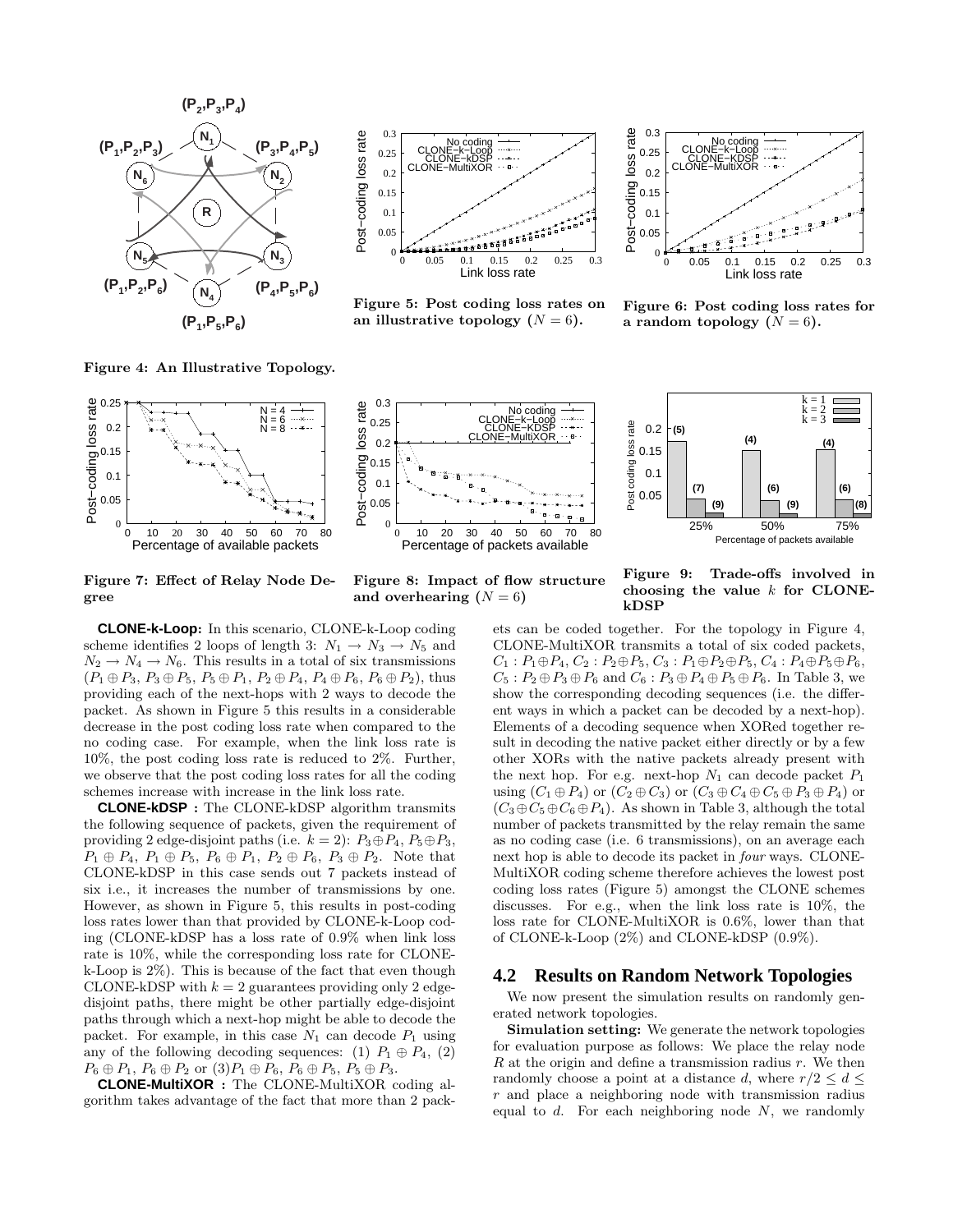Figure 4: An Illustrative Topology.

Figure 5: Post coding loss rates on an illustrative topology ($N = 6$).

Figure 6: Post coding loss rates for a random topology ($N = 6$).

Figure 7: Effect of Relay Node Degree

Figure 8: Impact of flow structure and overhearing ($N = 6$)

Figure 9: Trade-offs involved in choosing the value $k$ for CLONE-kDSP

**CLONE-k-Loop:** In this scenario, CLONE-k-Loop coding scheme identifies 2 loops of length 3: $N_1 \rightarrow N_3 \rightarrow N_5$ and $N_2 \rightarrow N_4 \rightarrow N_6$. This results in a total of six transmissions ($P_1 \oplus P_3$, $P_3 \oplus P_5$, $P_5 \oplus P_1$, $P_2 \oplus P_4$, $P_4 \oplus P_6$, $P_6 \oplus P_2$), thus providing each of the next-hops with 2 ways to decode the packet. As shown in Figure 5 this results in a considerable decrease in the post coding loss rate when compared to the no coding case. For example, when the link loss rate is 10%, the post coding loss rate is reduced to 2%. Further, we observe that the post coding loss rates for all the coding schemes increase with increase in the link loss rate.

**CLONE-kDSP :** The CLONE-kDSP algorithm transmits the following sequence of packets, given the requirement of providing 2 edge-disjoint paths (i.e. $k = 2$): $P_3 \oplus P_4$, $P_5 \oplus P_3$, $P_1 \oplus P_4$, $P_1 \oplus P_5$, $P_6 \oplus P_1$, $P_2 \oplus P_6$, $P_3 \oplus P_2$. Note that CLONE-kDSP in this case sends out 7 packets instead of six i.e., it increases the number of transmissions by one. However, as shown in Figure 5, this results in post-coding loss rates lower than that provided by CLONE-k-Loop coding (CLONE-kDSP has a loss rate of 0.9% when link loss rate is 10%, while the corresponding loss rate for CLONE-k-Loop is 2%). This is because of the fact that even though CLONE-kDSP with $k = 2$ guarantees providing only 2 edge-disjoint paths, there might be other partially edge-disjoint paths through which a next-hop might be able to decode the packet. For example, in this case $N_1$ can decode $P_1$ using any of the following decoding sequences: (1) $P_1 \oplus P_4$, (2) $P_6 \oplus P_1$, $P_6 \oplus P_2$ or (3)$P_1 \oplus P_6$, $P_6 \oplus P_5$, $P_5 \oplus P_3$.

**CLONE-MultiXOR :** The CLONE-MultiXOR coding algorithm takes advantage of the fact that more than 2 packets can be coded together. For the topology in Figure 4, CLONE-MultiXOR transmits a total of six coded packets, $C_1 : P_1 \oplus P_4$, $C_2 : P_2 \oplus P_5$, $C_3 : P_1 \oplus P_2 \oplus P_5$, $C_4 : P_4 \oplus P_5 \oplus P_6$, $C_5 : P_2 \oplus P_3 \oplus P_6$ and $C_6 : P_3 \oplus P_4 \oplus P_5 \oplus P_6$. In Table 3, we show the corresponding decoding sequences (i.e. the different ways in which a packet can be decoded by a next-hop). Elements of a decoding sequence when XORed together result in decoding the native packet either directly or by a few other XORs with the native packets already present with the next hop. For e.g. next-hop $N_1$ can decode packet $P_1$ using ($C_1 \oplus P_4$) or ($C_2 \oplus C_3$) or ($C_3 \oplus C_4 \oplus C_5 \oplus P_3 \oplus P_4$) or ($C_3 \oplus C_5 \oplus C_6 \oplus P_4$). As shown in Table 3, although the total number of packets transmitted by the relay remain the same as no coding case (i.e. 6 transmissions), on an average each next hop is able to decode its packet in *four* ways. CLONE-MultiXOR coding scheme therefore achieves the lowest post coding loss rates (Figure 5) amongst the CLONE schemes discusses. For e.g., when the link loss rate is 10%, the loss rate for CLONE-MultiXOR is 0.6%, lower than that of CLONE-k-Loop (2%) and CLONE-kDSP (0.9%).

## 4.2 Results on Random Network Topologies

We now present the simulation results on randomly generated network topologies.

**Simulation setting:** We generate the network topologies for evaluation purpose as follows: We place the relay node $R$ at the origin and define a transmission radius $r$. We then randomly choose a point at a distance $d$, where $r/2 \leq d \leq r$ and place a neighboring node with transmission radius equal to $d$. For each neighboring node $N$, we randomly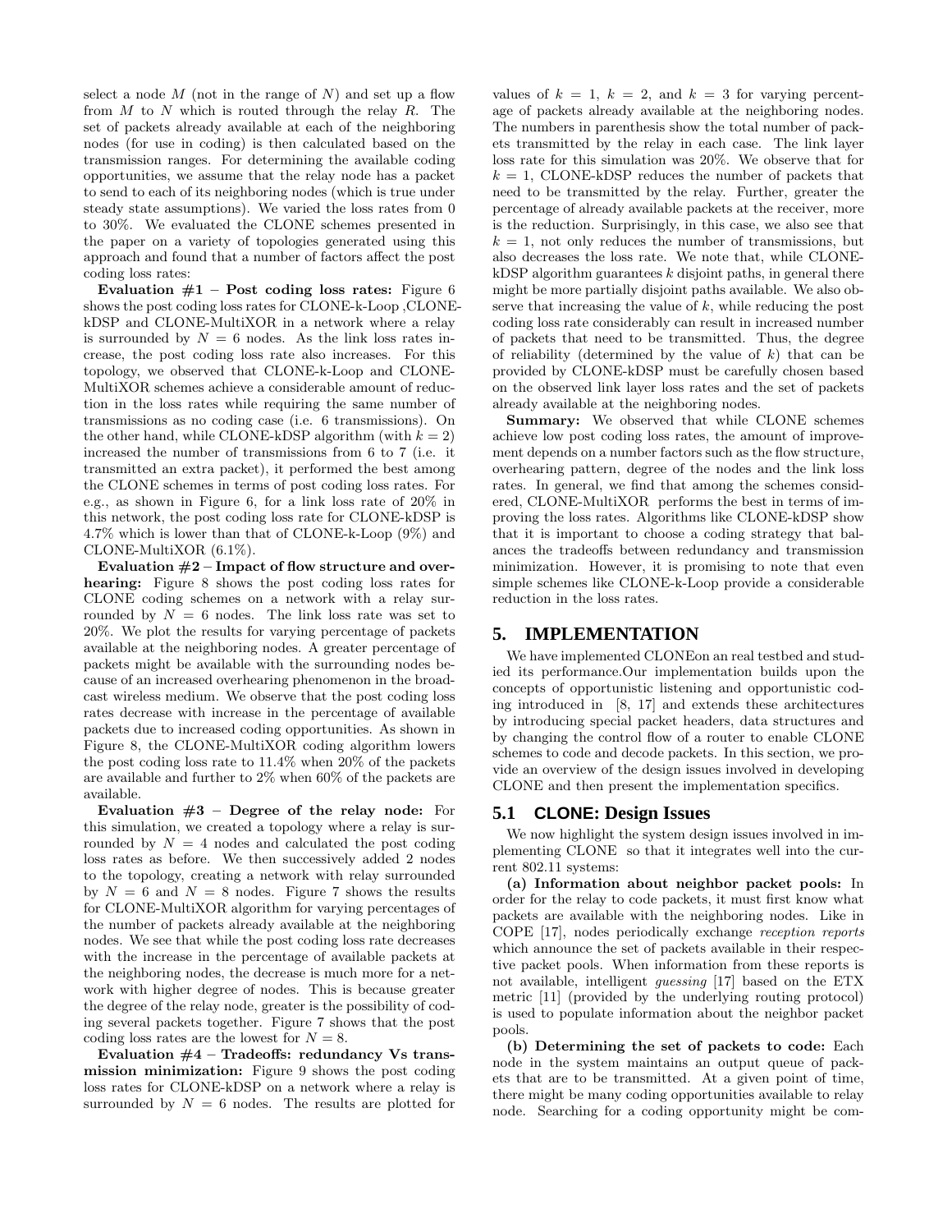select a node $M$ (not in the range of $N$) and set up a flow from $M$ to $N$ which is routed through the relay $R$. The set of packets already available at each of the neighboring nodes (for use in coding) is then calculated based on the transmission ranges. For determining the available coding opportunities, we assume that the relay node has a packet to send to each of its neighboring nodes (which is true under steady state assumptions). We varied the loss rates from 0 to 30%. We evaluated the CLONE schemes presented in the paper on a variety of topologies generated using this approach and found that a number of factors affect the post coding loss rates:

**Evaluation #1 – Post coding loss rates:** Figure 6 shows the post coding loss rates for CLONE-k-Loop ,CLONE-kDSP and CLONE-MultiXOR in a network where a relay is surrounded by $N = 6$ nodes. As the link loss rates increase, the post coding loss rate also increases. For this topology, we observed that CLONE-k-Loop and CLONE-MultiXOR schemes achieve a considerable amount of reduction in the loss rates while requiring the same number of transmissions as no coding case (i.e. 6 transmissions). On the other hand, while CLONE-kDSP algorithm (with $k = 2$) increased the number of transmissions from 6 to 7 (i.e. it transmitted an extra packet), it performed the best among the CLONE schemes in terms of post coding loss rates. For e.g., as shown in Figure 6, for a link loss rate of 20% in this network, the post coding loss rate for CLONE-kDSP is 4.7% which is lower than that of CLONE-k-Loop (9%) and CLONE-MultiXOR (6.1%).

**Evaluation #2 – Impact of flow structure and overhearing:** Figure 8 shows the post coding loss rates for CLONE coding schemes on a network with a relay surrounded by $N = 6$ nodes. The link loss rate was set to 20%. We plot the results for varying percentage of packets available at the neighboring nodes. A greater percentage of packets might be available with the surrounding nodes because of an increased overhearing phenomenon in the broadcast wireless medium. We observe that the post coding loss rates decrease with increase in the percentage of available packets due to increased coding opportunities. As shown in Figure 8, the CLONE-MultiXOR coding algorithm lowers the post coding loss rate to 11.4% when 20% of the packets are available and further to 2% when 60% of the packets are available.

**Evaluation #3 – Degree of the relay node:** For this simulation, we created a topology where a relay is surrounded by $N = 4$ nodes and calculated the post coding loss rates as before. We then successively added 2 nodes to the topology, creating a network with relay surrounded by $N = 6$ and $N = 8$ nodes. Figure 7 shows the results for CLONE-MultiXOR algorithm for varying percentages of the number of packets already available at the neighboring nodes. We see that while the post coding loss rate decreases with the increase in the percentage of available packets at the neighboring nodes, the decrease is much more for a network with higher degree of nodes. This is because greater the degree of the relay node, greater is the possibility of coding several packets together. Figure 7 shows that the post coding loss rates are the lowest for $N = 8$.

**Evaluation #4 – Tradeoffs: redundancy Vs transmission minimization:** Figure 9 shows the post coding loss rates for CLONE-kDSP on a network where a relay is surrounded by $N = 6$ nodes. The results are plotted for values of $k = 1$, $k = 2$, and $k = 3$ for varying percentage of packets already available at the neighboring nodes. The numbers in parenthesis show the total number of packets transmitted by the relay in each case. The link layer loss rate for this simulation was 20%. We observe that for $k = 1$, CLONE-kDSP reduces the number of packets that need to be transmitted by the relay. Further, greater the percentage of already available packets at the receiver, more is the reduction. Surprisingly, in this case, we also see that $k = 1$, not only reduces the number of transmissions, but also decreases the loss rate. We note that, while CLONE-kDSP algorithm guarantees $k$ disjoint paths, in general there might be more partially disjoint paths available. We also observe that increasing the value of $k$, while reducing the post coding loss rate considerably can result in increased number of packets that need to be transmitted. Thus, the degree of reliability (determined by the value of $k$) that can be provided by CLONE-kDSP must be carefully chosen based on the observed link layer loss rates and the set of packets already available at the neighboring nodes.

**Summary:** We observed that while CLONE schemes achieve low post coding loss rates, the amount of improvement depends on a number factors such as the flow structure, overhearing pattern, degree of the nodes and the link loss rates. In general, we find that among the schemes considered, CLONE-MultiXOR performs the best in terms of improving the loss rates. Algorithms like CLONE-kDSP show that it is important to choose a coding strategy that balances the tradeoffs between redundancy and transmission minimization. However, it is promising to note that even simple schemes like CLONE-k-Loop provide a considerable reduction in the loss rates.

## 5. IMPLEMENTATION

We have implemented CLONEon an real testbed and studied its performance.Our implementation builds upon the concepts of opportunistic listening and opportunistic coding introduced in [8, 17] and extends these architectures by introducing special packet headers, data structures and by changing the control flow of a router to enable CLONE schemes to code and decode packets. In this section, we provide an overview of the design issues involved in developing CLONE and then present the implementation specifics.

### 5.1 CLONE: Design Issues

We now highlight the system design issues involved in implementing CLONE so that it integrates well into the current 802.11 systems:

**(a) Information about neighbor packet pools:** In order for the relay to code packets, it must first know what packets are available with the neighboring nodes. Like in COPE [17], nodes periodically exchange *reception reports* which announce the set of packets available in their respective packet pools. When information from these reports is not available, intelligent *guessing* [17] based on the ETX metric [11] (provided by the underlying routing protocol) is used to populate information about the neighbor packet pools.

**(b) Determining the set of packets to code:** Each node in the system maintains an output queue of packets that are to be transmitted. At a given point of time, there might be many coding opportunities available to relay node. Searching for a coding opportunity might be com-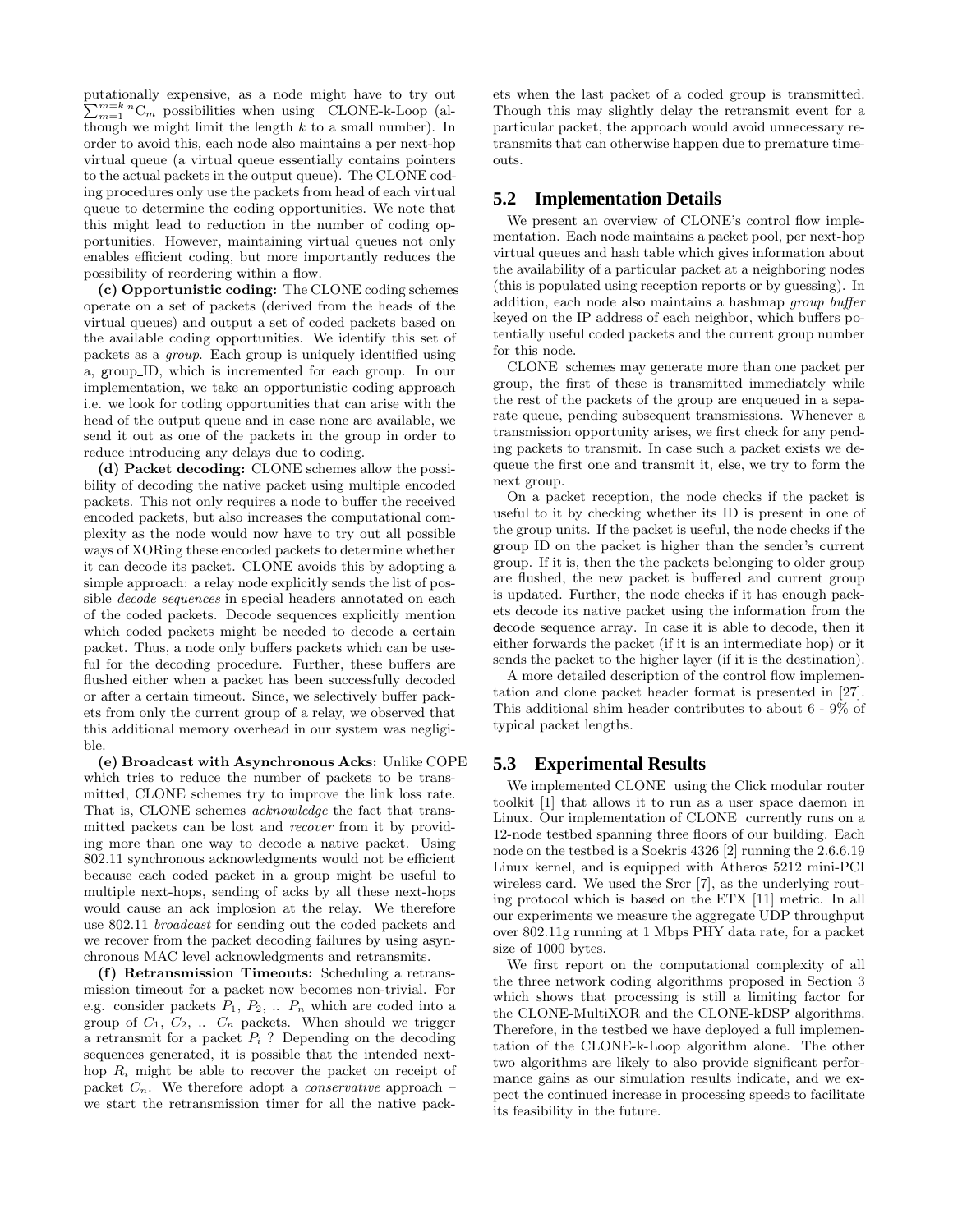putationally expensive, as a node might have to try out $\sum_{m=1}^{m=k} {}^{n}C_m$ possibilities when using CLONE-k-Loop (although we might limit the length $k$ to a small number). In order to avoid this, each node also maintains a per next-hop virtual queue (a virtual queue essentially contains pointers to the actual packets in the output queue). The CLONE coding procedures only use the packets from head of each virtual queue to determine the coding opportunities. We note that this might lead to reduction in the number of coding opportunities. However, maintaining virtual queues not only enables efficient coding, but more importantly reduces the possibility of reordering within a flow.

**(c) Opportunistic coding:** The CLONE coding schemes operate on a set of packets (derived from the heads of the virtual queues) and output a set of coded packets based on the available coding opportunities. We identify this set of packets as a *group*. Each group is uniquely identified using a, group_ID, which is incremented for each group. In our implementation, we take an opportunistic coding approach i.e. we look for coding opportunities that can arise with the head of the output queue and in case none are available, we send it out as one of the packets in the group in order to reduce introducing any delays due to coding.

**(d) Packet decoding:** CLONE schemes allow the possibility of decoding the native packet using multiple encoded packets. This not only requires a node to buffer the received encoded packets, but also increases the computational complexity as the node would now have to try out all possible ways of XORing these encoded packets to determine whether it can decode its packet. CLONE avoids this by adopting a simple approach: a relay node explicitly sends the list of possible *decode sequences* in special headers annotated on each of the coded packets. Decode sequences explicitly mention which coded packets might be needed to decode a certain packet. Thus, a node only buffers packets which can be useful for the decoding procedure. Further, these buffers are flushed either when a packet has been successfully decoded or after a certain timeout. Since, we selectively buffer packets from only the current group of a relay, we observed that this additional memory overhead in our system was negligible.

**(e) Broadcast with Asynchronous Acks:** Unlike COPE which tries to reduce the number of packets to be transmitted, CLONE schemes try to improve the link loss rate. That is, CLONE schemes *acknowledge* the fact that transmitted packets can be lost and *recover* from it by providing more than one way to decode a native packet. Using 802.11 synchronous acknowledgments would not be efficient because each coded packet in a group might be useful to multiple next-hops, sending of acks by all these next-hops would cause an ack implosion at the relay. We therefore use 802.11 *broadcast* for sending out the coded packets and we recover from the packet decoding failures by using asynchronous MAC level acknowledgments and retransmits.

**(f) Retransmission Timeouts:** Scheduling a retransmission timeout for a packet now becomes non-trivial. For e.g. consider packets $P_1$, $P_2$, .. $P_n$ which are coded into a group of $C_1$, $C_2$, .. $C_n$ packets. When should we trigger a retransmit for a packet $P_i$ ? Depending on the decoding sequences generated, it is possible that the intended next-hop $R_i$ might be able to recover the packet on receipt of packet $C_n$. We therefore adopt a *conservative* approach – we start the retransmission timer for all the native packets when the last packet of a coded group is transmitted. Though this may slightly delay the retransmit event for a particular packet, the approach would avoid unnecessary retransmits that can otherwise happen due to premature timeouts.

## 5.2 Implementation Details

We present an overview of CLONE's control flow implementation. Each node maintains a packet pool, per next-hop virtual queues and hash table which gives information about the availability of a particular packet at a neighboring nodes (this is populated using reception reports or by guessing). In addition, each node also maintains a hashmap *group buffer* keyed on the IP address of each neighbor, which buffers potentially useful coded packets and the current group number for this node.

CLONE schemes may generate more than one packet per group, the first of these is transmitted immediately while the rest of the packets of the group are enqueued in a separate queue, pending subsequent transmissions. Whenever a transmission opportunity arises, we first check for any pending packets to transmit. In case such a packet exists we dequeue the first one and transmit it, else, we try to form the next group.

On a packet reception, the node checks if the packet is useful to it by checking whether its ID is present in one of the group units. If the packet is useful, the node checks if the group ID on the packet is higher than the sender's current group. If it is, then the the packets belonging to older group are flushed, the new packet is buffered and current group is updated. Further, the node checks if it has enough packets decode its native packet using the information from the decode_sequence_array. In case it is able to decode, then it either forwards the packet (if it is an intermediate hop) or it sends the packet to the higher layer (if it is the destination).

A more detailed description of the control flow implementation and clone packet header format is presented in [27]. This additional shim header contributes to about 6 - 9% of typical packet lengths.

## 5.3 Experimental Results

We implemented CLONE using the Click modular router toolkit [1] that allows it to run as a user space daemon in Linux. Our implementation of CLONE currently runs on a 12-node testbed spanning three floors of our building. Each node on the testbed is a Soekris 4326 [2] running the 2.6.6.19 Linux kernel, and is equipped with Atheros 5212 mini-PCI wireless card. We used the Srcr [7], as the underlying routing protocol which is based on the ETX [11] metric. In all our experiments we measure the aggregate UDP throughput over 802.11g running at 1 Mbps PHY data rate, for a packet size of 1000 bytes.

We first report on the computational complexity of all the three network coding algorithms proposed in Section 3 which shows that processing is still a limiting factor for the CLONE-MultiXOR and the CLONE-kDSP algorithms. Therefore, in the testbed we have deployed a full implementation of the CLONE-k-Loop algorithm alone. The other two algorithms are likely to also provide significant performance gains as our simulation results indicate, and we expect the continued increase in processing speeds to facilitate its feasibility in the future.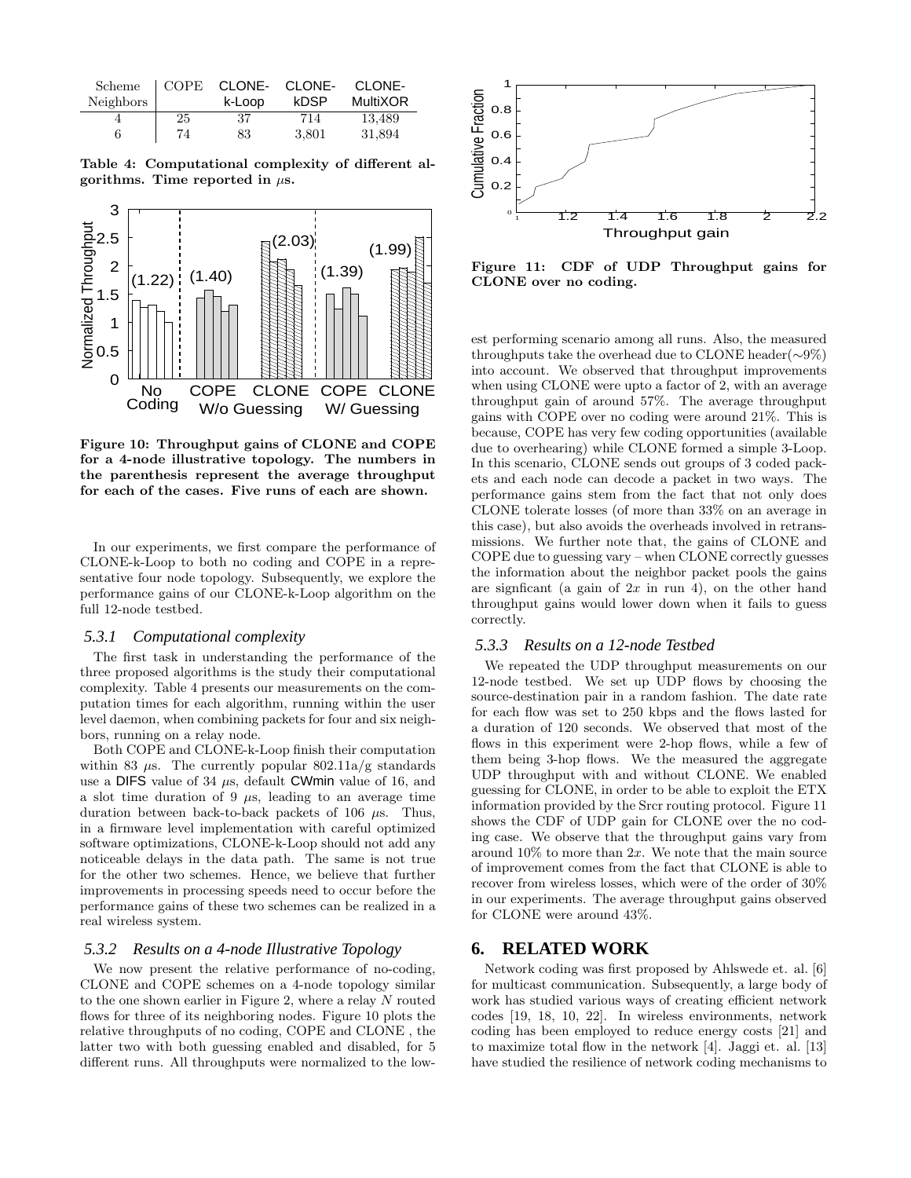| Scheme Neighbors | COPE | CLONE-k-Loop | CLONE-kDSP | CLONE-MultiXOR |
|---|---|---|---|---|
| 4 | 25 | 37 | 714 | 13,489 |
| 6 | 74 | 83 | 3,801 | 31,894 |

**Table 4: Computational complexity of different algorithms. Time reported in $\mu$s.**

**Figure 10: Throughput gains of CLONE and COPE for a 4-node illustrative topology. The numbers in the parenthesis represent the average throughput for each of the cases. Five runs of each are shown.**

In our experiments, we first compare the performance of CLONE-k-Loop to both no coding and COPE in a representative four node topology. Subsequently, we explore the performance gains of our CLONE-k-Loop algorithm on the full 12-node testbed.

### 5.3.1 Computational complexity

The first task in understanding the performance of the three proposed algorithms is the study their computational complexity. Table 4 presents our measurements on the computation times for each algorithm, running within the user level daemon, when combining packets for four and six neighbors, running on a relay node.

Both COPE and CLONE-k-Loop finish their computation within 83 $\mu$s. The currently popular 802.11a/g standards use a DIFS value of 34 $\mu$s, default CWmin value of 16, and a slot time duration of 9 $\mu$s, leading to an average time duration between back-to-back packets of 106 $\mu$s. Thus, in a firmware level implementation with careful optimized software optimizations, CLONE-k-Loop should not add any noticeable delays in the data path. The same is not true for the other two schemes. Hence, we believe that further improvements in processing speeds need to occur before the performance gains of these two schemes can be realized in a real wireless system.

### 5.3.2 Results on a 4-node Illustrative Topology

We now present the relative performance of no-coding, CLONE and COPE schemes on a 4-node topology similar to the one shown earlier in Figure 2, where a relay $N$ routed flows for three of its neighboring nodes. Figure 10 plots the relative throughputs of no coding, COPE and CLONE , the latter two with both guessing enabled and disabled, for 5 different runs. All throughputs were normalized to the lowest performing scenario among all runs. Also, the measured throughputs take the overhead due to CLONE header($\sim$9%) into account. We observed that throughput improvements when using CLONE were upto a factor of 2, with an average throughput gain of around 57%. The average throughput gains with COPE over no coding were around 21%. This is because, COPE has very few coding opportunities (available due to overhearing) while CLONE formed a simple 3-Loop. In this scenario, CLONE sends out groups of 3 coded packets and each node can decode a packet in two ways. The performance gains stem from the fact that not only does CLONE tolerate losses (of more than 33% on an average in this case), but also avoids the overheads involved in retransmissions. We further note that, the gains of CLONE and COPE due to guessing vary – when CLONE correctly guesses the information about the neighbor packet pools the gains are signficant (a gain of $2x$ in run 4), on the other hand throughput gains would lower down when it fails to guess correctly.

**Figure 11: CDF of UDP Throughput gains for CLONE over no coding.**

### 5.3.3 Results on a 12-node Testbed

We repeated the UDP throughput measurements on our 12-node testbed. We set up UDP flows by choosing the source-destination pair in a random fashion. The date rate for each flow was set to 250 kbps and the flows lasted for a duration of 120 seconds. We observed that most of the flows in this experiment were 2-hop flows, while a few of them being 3-hop flows. We the measured the aggregate UDP throughput with and without CLONE. We enabled guessing for CLONE, in order to be able to exploit the ETX information provided by the Srcr routing protocol. Figure 11 shows the CDF of UDP gain for CLONE over the no coding case. We observe that the throughput gains vary from around 10% to more than $2x$. We note that the main source of improvement comes from the fact that CLONE is able to recover from wireless losses, which were of the order of 30% in our experiments. The average throughput gains observed for CLONE were around 43%.

## 6. RELATED WORK

Network coding was first proposed by Ahlswede et. al. [6] for multicast communication. Subsequently, a large body of work has studied various ways of creating efficient network codes [19, 18, 10, 22]. In wireless environments, network coding has been employed to reduce energy costs [21] and to maximize total flow in the network [4]. Jaggi et. al. [13] have studied the resilience of network coding mechanisms to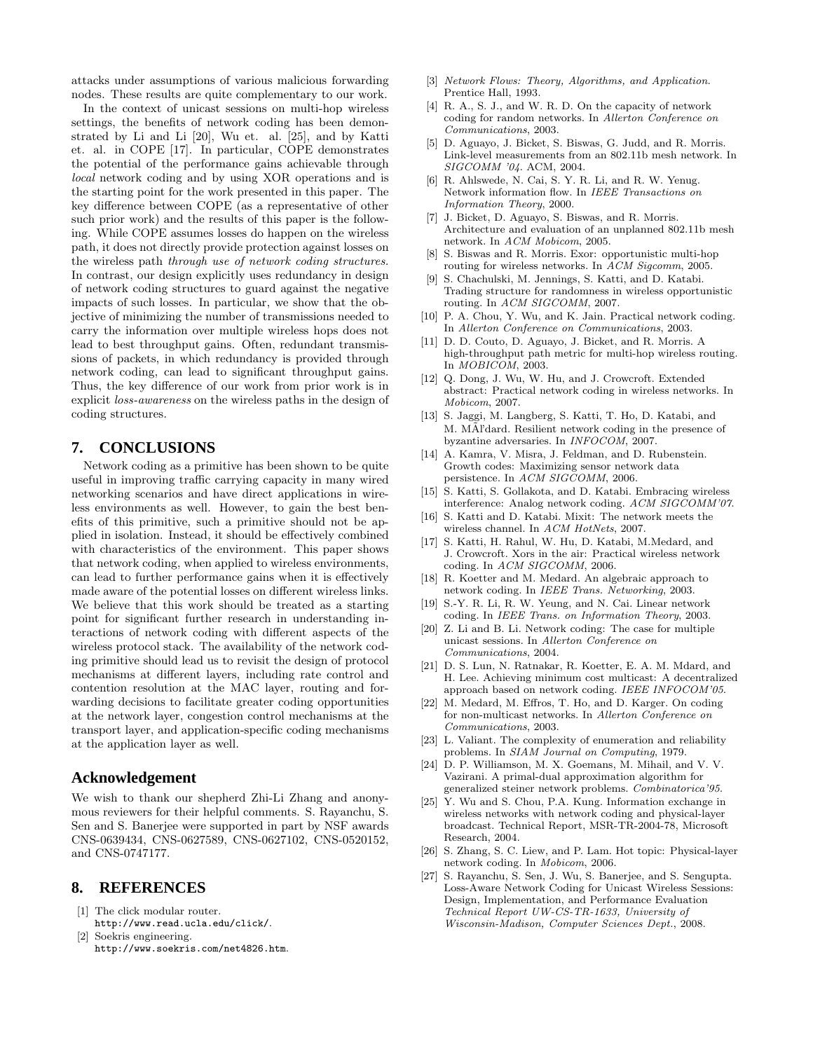attacks under assumptions of various malicious forwarding nodes. These results are quite complementary to our work.

In the context of unicast sessions on multi-hop wireless settings, the benefits of network coding has been demonstrated by Li and Li [20], Wu et. al. [25], and by Katti et. al. in COPE [17]. In particular, COPE demonstrates the potential of the performance gains achievable through *local* network coding and by using XOR operations and is the starting point for the work presented in this paper. The key difference between COPE (as a representative of other such prior work) and the results of this paper is the following. While COPE assumes losses do happen on the wireless path, it does not directly provide protection against losses on the wireless path *through use of network coding structures*. In contrast, our design explicitly uses redundancy in design of network coding structures to guard against the negative impacts of such losses. In particular, we show that the objective of minimizing the number of transmissions needed to carry the information over multiple wireless hops does not lead to best throughput gains. Often, redundant transmissions of packets, in which redundancy is provided through network coding, can lead to significant throughput gains. Thus, the key difference of our work from prior work is in explicit *loss-awareness* on the wireless paths in the design of coding structures.

## 7. CONCLUSIONS

Network coding as a primitive has been shown to be quite useful in improving traffic carrying capacity in many wired networking scenarios and have direct applications in wireless environments as well. However, to gain the best benefits of this primitive, such a primitive should not be applied in isolation. Instead, it should be effectively combined with characteristics of the environment. This paper shows that network coding, when applied to wireless environments, can lead to further performance gains when it is effectively made aware of the potential losses on different wireless links. We believe that this work should be treated as a starting point for significant further research in understanding interactions of network coding with different aspects of the wireless protocol stack. The availability of the network coding primitive should lead us to revisit the design of protocol mechanisms at different layers, including rate control and contention resolution at the MAC layer, routing and forwarding decisions to facilitate greater coding opportunities at the network layer, congestion control mechanisms at the transport layer, and application-specific coding mechanisms at the application layer as well.

## Acknowledgement

We wish to thank our shepherd Zhi-Li Zhang and anonymous reviewers for their helpful comments. S. Rayanchu, S. Sen and S. Banerjee were supported in part by NSF awards CNS-0639434, CNS-0627589, CNS-0627102, CNS-0520152, and CNS-0747177.

## 8. REFERENCES

[1] The click modular router. http://www.read.ucla.edu/click/.

[2] Soekris engineering. http://www.soekris.com/net4826.htm.

[3] *Network Flows: Theory, Algorithms, and Application*. Prentice Hall, 1993.

[4] R. A., S. J., and W. R. D. On the capacity of network coding for random networks. In *Allerton Conference on Communications*, 2003.

[5] D. Aguayo, J. Bicket, S. Biswas, G. Judd, and R. Morris. Link-level measurements from an 802.11b mesh network. In *SIGCOMM '04*. ACM, 2004.

[6] R. Ahlswede, N. Cai, S. Y. R. Li, and R. W. Yenug. Network information flow. In *IEEE Transactions on Information Theory*, 2000.

[7] J. Bicket, D. Aguayo, S. Biswas, and R. Morris. Architecture and evaluation of an unplanned 802.11b mesh network. In *ACM Mobicom*, 2005.

[8] S. Biswas and R. Morris. Exor: opportunistic multi-hop routing for wireless networks. In *ACM Sigcomm*, 2005.

[9] S. Chachulski, M. Jennings, S. Katti, and D. Katabi. Trading structure for randomness in wireless opportunistic routing. In *ACM SIGCOMM*, 2007.

[10] P. A. Chou, Y. Wu, and K. Jain. Practical network coding. In *Allerton Conference on Communications*, 2003.

[11] D. D. Couto, D. Aguayo, J. Bicket, and R. Morris. A high-throughput path metric for multi-hop wireless routing. In *MOBICOM*, 2003.

[12] Q. Dong, J. Wu, W. Hu, and J. Crowcroft. Extended abstract: Practical network coding in wireless networks. In *Mobicom*, 2007.

[13] S. Jaggi, M. Langberg, S. Katti, T. Ho, D. Katabi, and M. MÃl'dard. Resilient network coding in the presence of byzantine adversaries. In *INFOCOM*, 2007.

[14] A. Kamra, V. Misra, J. Feldman, and D. Rubenstein. Growth codes: Maximizing sensor network data persistence. In *ACM SIGCOMM*, 2006.

[15] S. Katti, S. Gollakota, and D. Katabi. Embracing wireless interference: Analog network coding. *ACM SIGCOMM'07*.

[16] S. Katti and D. Katabi. Mixit: The network meets the wireless channel. In *ACM HotNets*, 2007.

[17] S. Katti, H. Rahul, W. Hu, D. Katabi, M.Medard, and J. Crowcroft. Xors in the air: Practical wireless network coding. In *ACM SIGCOMM*, 2006.

[18] R. Koetter and M. Medard. An algebraic approach to network coding. In *IEEE Trans. Networking*, 2003.

[19] S.-Y. R. Li, R. W. Yeung, and N. Cai. Linear network coding. In *IEEE Trans. on Information Theory*, 2003.

[20] Z. Li and B. Li. Network coding: The case for multiple unicast sessions. In *Allerton Conference on Communications*, 2004.

[21] D. S. Lun, N. Ratnakar, R. Koetter, E. A. M. Mdard, and H. Lee. Achieving minimum cost multicast: A decentralized approach based on network coding. *IEEE INFOCOM'05*.

[22] M. Medard, M. Effros, T. Ho, and D. Karger. On coding for non-multicast networks. In *Allerton Conference on Communications*, 2003.

[23] L. Valiant. The complexity of enumeration and reliability problems. In *SIAM Journal on Computing*, 1979.

[24] D. P. Williamson, M. X. Goemans, M. Mihail, and V. V. Vazirani. A primal-dual approximation algorithm for generalized steiner network problems. *Combinatorica'95*.

[25] Y. Wu and S. Chou, P.A. Kung. Information exchange in wireless networks with network coding and physical-layer broadcast. Technical Report, MSR-TR-2004-78, Microsoft Research, 2004.

[26] S. Zhang, S. C. Liew, and P. Lam. Hot topic: Physical-layer network coding. In *Mobicom*, 2006.

[27] S. Rayanchu, S. Sen, J. Wu, S. Banerjee, and S. Sengupta. Loss-Aware Network Coding for Unicast Wireless Sessions: Design, Implementation, and Performance Evaluation *Technical Report UW-CS-TR-1633, University of Wisconsin-Madison, Computer Sciences Dept.*, 2008.